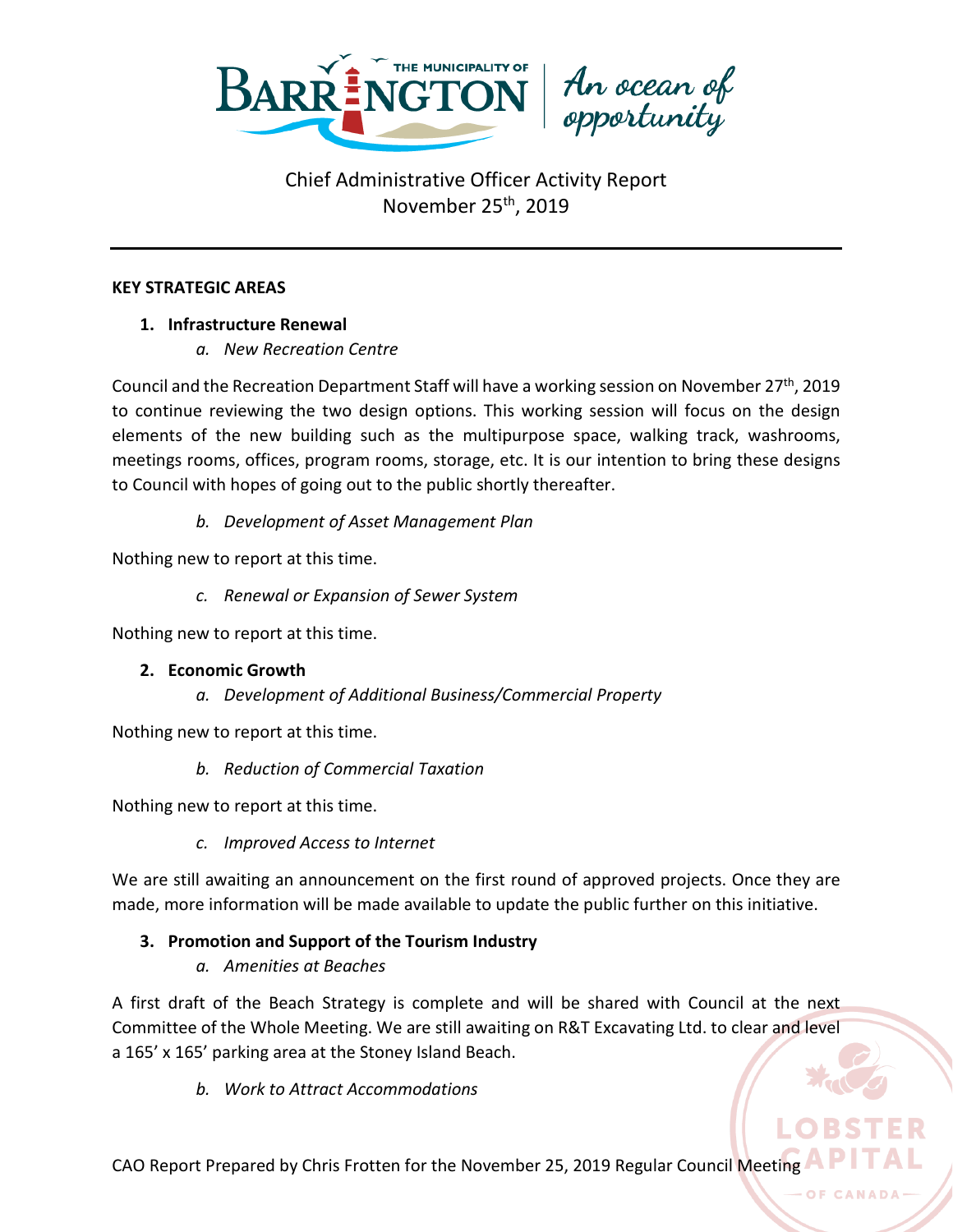# Chief Administrative Officer Activity Report
November 25th, 2019

## KEY STRATEGIC AREAS

### 1. Infrastructure Renewal

*a. New Recreation Centre*

Council and the Recreation Department Staff will have a working session on November 27th, 2019 to continue reviewing the two design options. This working session will focus on the design elements of the new building such as the multipurpose space, walking track, washrooms, meetings rooms, offices, program rooms, storage, etc. It is our intention to bring these designs to Council with hopes of going out to the public shortly thereafter.

*b. Development of Asset Management Plan*

Nothing new to report at this time.

*c. Renewal or Expansion of Sewer System*

Nothing new to report at this time.

### 2. Economic Growth

*a. Development of Additional Business/Commercial Property*

Nothing new to report at this time.

*b. Reduction of Commercial Taxation*

Nothing new to report at this time.

*c. Improved Access to Internet*

We are still awaiting an announcement on the first round of approved projects. Once they are made, more information will be made available to update the public further on this initiative.

### 3. Promotion and Support of the Tourism Industry

*a. Amenities at Beaches*

A first draft of the Beach Strategy is complete and will be shared with Council at the next Committee of the Whole Meeting. We are still awaiting on R&T Excavating Ltd. to clear and level a 165' x 165' parking area at the Stoney Island Beach.

*b. Work to Attract Accommodations*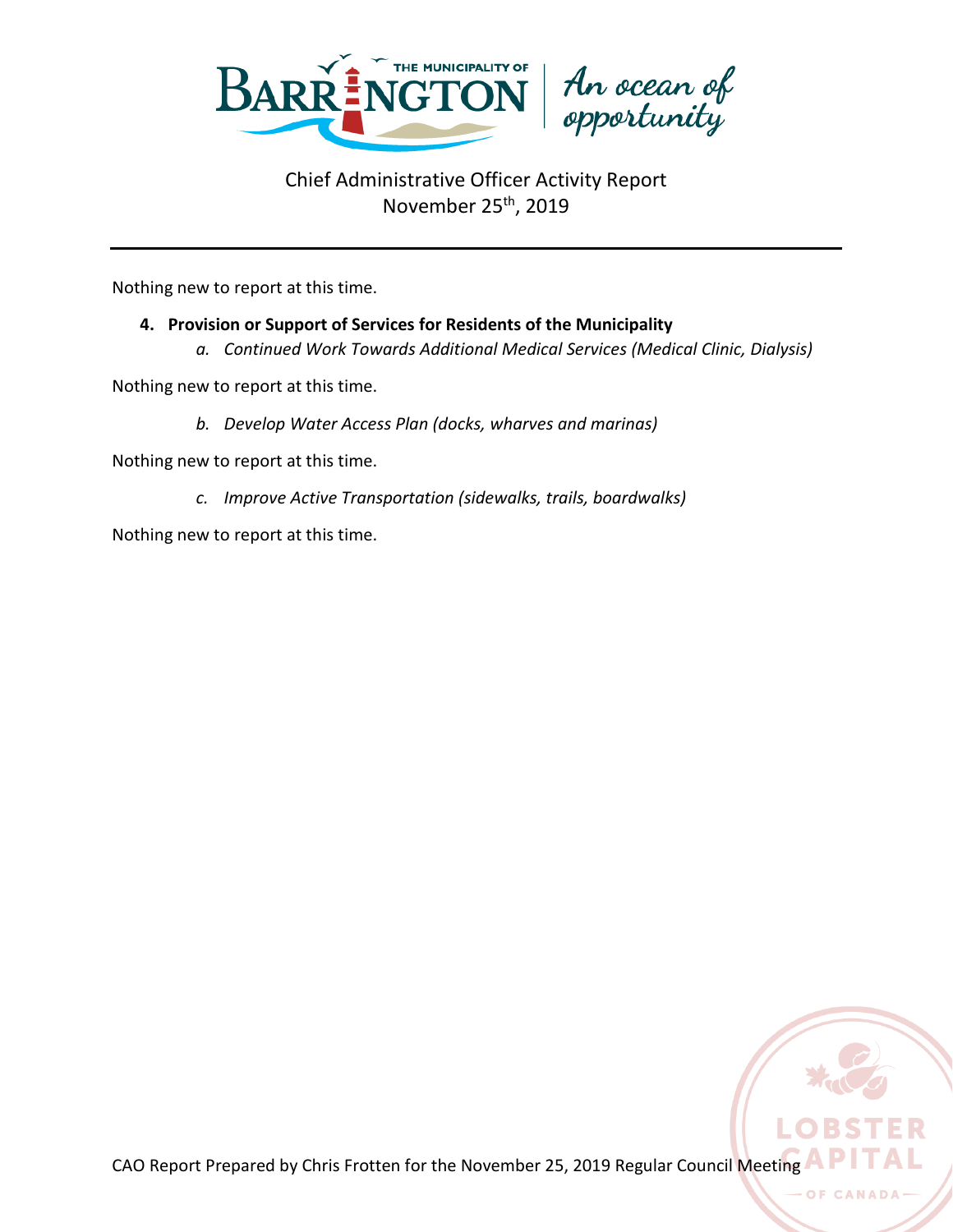Nothing new to report at this time.

**4. Provision or Support of Services for Residents of the Municipality**

*a. Continued Work Towards Additional Medical Services (Medical Clinic, Dialysis)*

Nothing new to report at this time.

*b. Develop Water Access Plan (docks, wharves and marinas)*

Nothing new to report at this time.

*c. Improve Active Transportation (sidewalks, trails, boardwalks)*

Nothing new to report at this time.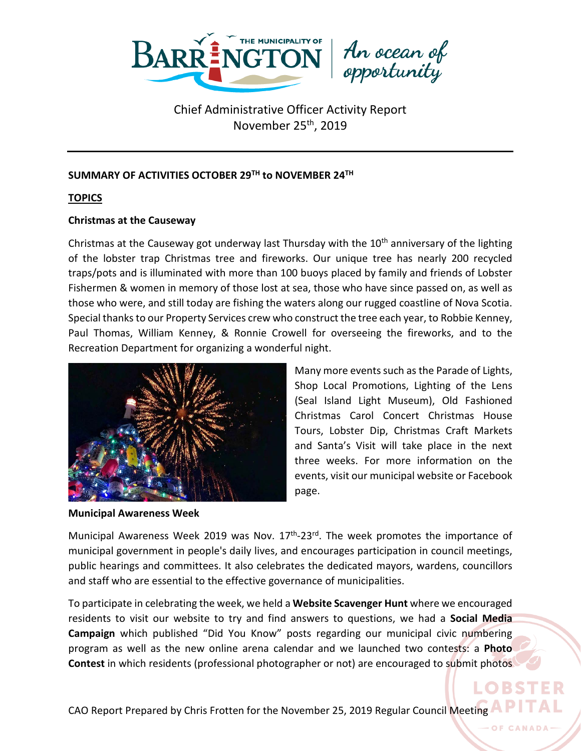Chief Administrative Officer Activity Report
November 25th, 2019

**SUMMARY OF ACTIVITIES OCTOBER 29TH to NOVEMBER 24TH**

**TOPICS**

**Christmas at the Causeway**

Christmas at the Causeway got underway last Thursday with the 10th anniversary of the lighting of the lobster trap Christmas tree and fireworks. Our unique tree has nearly 200 recycled traps/pots and is illuminated with more than 100 buoys placed by family and friends of Lobster Fishermen & women in memory of those lost at sea, those who have since passed on, as well as those who were, and still today are fishing the waters along our rugged coastline of Nova Scotia. Special thanks to our Property Services crew who construct the tree each year, to Robbie Kenney, Paul Thomas, William Kenney, & Ronnie Crowell for overseeing the fireworks, and to the Recreation Department for organizing a wonderful night.

Many more events such as the Parade of Lights, Shop Local Promotions, Lighting of the Lens (Seal Island Light Museum), Old Fashioned Christmas Carol Concert Christmas House Tours, Lobster Dip, Christmas Craft Markets and Santa's Visit will take place in the next three weeks. For more information on the events, visit our municipal website or Facebook page.

**Municipal Awareness Week**

Municipal Awareness Week 2019 was Nov. 17th-23rd. The week promotes the importance of municipal government in people's daily lives, and encourages participation in council meetings, public hearings and committees. It also celebrates the dedicated mayors, wardens, councillors and staff who are essential to the effective governance of municipalities.

To participate in celebrating the week, we held a **Website Scavenger Hunt** where we encouraged residents to visit our website to try and find answers to questions, we had a **Social Media Campaign** which published "Did You Know" posts regarding our municipal civic numbering program as well as the new online arena calendar and we launched two contests: a **Photo Contest** in which residents (professional photographer or not) are encouraged to submit photos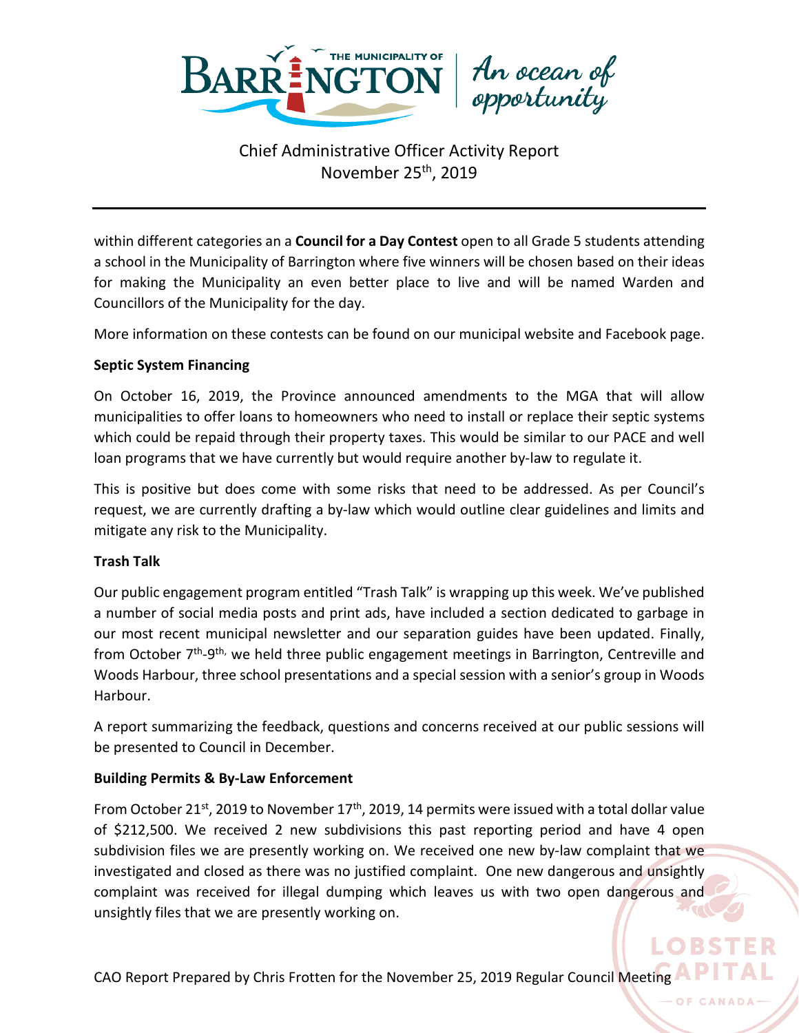within different categories an a **Council for a Day Contest** open to all Grade 5 students attending a school in the Municipality of Barrington where five winners will be chosen based on their ideas for making the Municipality an even better place to live and will be named Warden and Councillors of the Municipality for the day.

More information on these contests can be found on our municipal website and Facebook page.

**Septic System Financing**

On October 16, 2019, the Province announced amendments to the MGA that will allow municipalities to offer loans to homeowners who need to install or replace their septic systems which could be repaid through their property taxes. This would be similar to our PACE and well loan programs that we have currently but would require another by-law to regulate it.

This is positive but does come with some risks that need to be addressed. As per Council's request, we are currently drafting a by-law which would outline clear guidelines and limits and mitigate any risk to the Municipality.

**Trash Talk**

Our public engagement program entitled "Trash Talk" is wrapping up this week. We've published a number of social media posts and print ads, have included a section dedicated to garbage in our most recent municipal newsletter and our separation guides have been updated. Finally, from October 7th-9th, we held three public engagement meetings in Barrington, Centreville and Woods Harbour, three school presentations and a special session with a senior's group in Woods Harbour.

A report summarizing the feedback, questions and concerns received at our public sessions will be presented to Council in December.

**Building Permits & By-Law Enforcement**

From October 21st, 2019 to November 17th, 2019, 14 permits were issued with a total dollar value of $212,500. We received 2 new subdivisions this past reporting period and have 4 open subdivision files we are presently working on. We received one new by-law complaint that we investigated and closed as there was no justified complaint. One new dangerous and unsightly complaint was received for illegal dumping which leaves us with two open dangerous and unsightly files that we are presently working on.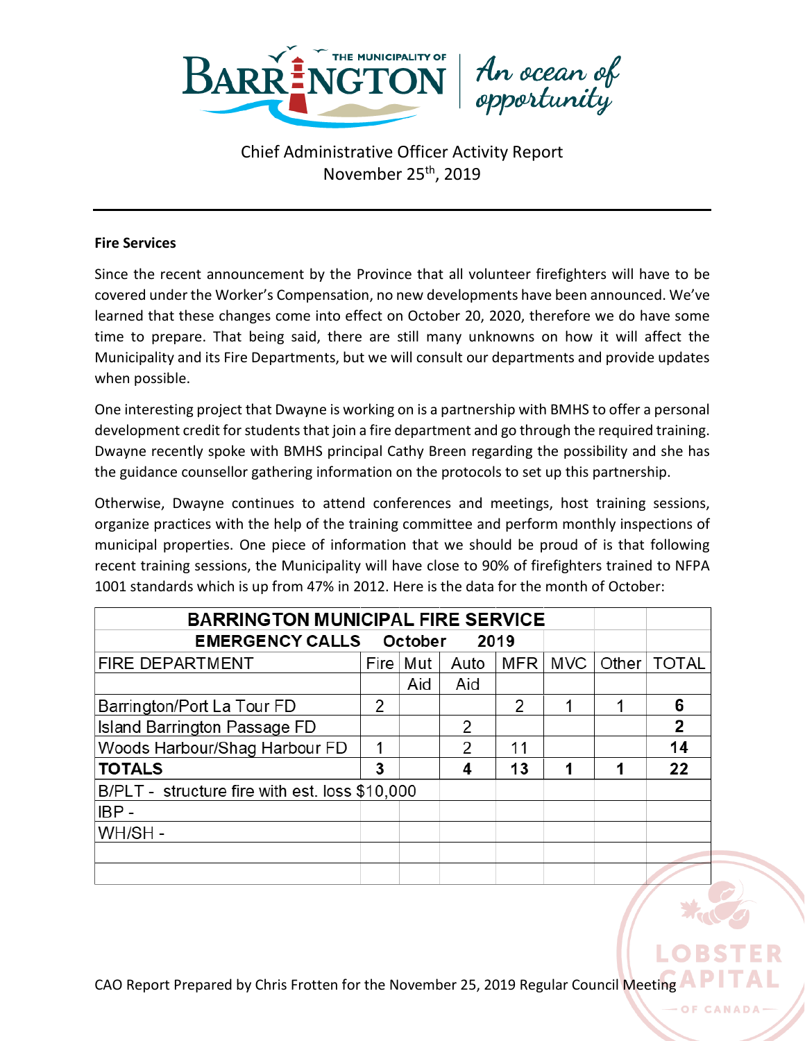Chief Administrative Officer Activity Report
November 25th, 2019

**Fire Services**

Since the recent announcement by the Province that all volunteer firefighters will have to be covered under the Worker's Compensation, no new developments have been announced. We've learned that these changes come into effect on October 20, 2020, therefore we do have some time to prepare. That being said, there are still many unknowns on how it will affect the Municipality and its Fire Departments, but we will consult our departments and provide updates when possible.

One interesting project that Dwayne is working on is a partnership with BMHS to offer a personal development credit for students that join a fire department and go through the required training. Dwayne recently spoke with BMHS principal Cathy Breen regarding the possibility and she has the guidance counsellor gathering information on the protocols to set up this partnership.

Otherwise, Dwayne continues to attend conferences and meetings, host training sessions, organize practices with the help of the training committee and perform monthly inspections of municipal properties. One piece of information that we should be proud of is that following recent training sessions, the Municipality will have close to 90% of firefighters trained to NFPA 1001 standards which is up from 47% in 2012. Here is the data for the month of October:

| BARRINGTON MUNICIPAL FIRE SERVICE | | | | | | | |
|---|---|---|---|---|---|---|---|
| **EMERGENCY CALLS October 2019** | | | | | | | |
| FIRE DEPARTMENT | Fire | Mut Aid | Auto Aid | MFR | MVC | Other | TOTAL |
| Barrington/Port La Tour FD | 2 | | | 2 | 1 | 1 | **6** |
| Island Barrington Passage FD | | | 2 | | | | **2** |
| Woods Harbour/Shag Harbour FD | 1 | | 2 | 11 | | | **14** |
| **TOTALS** | **3** | | **4** | **13** | **1** | **1** | **22** |
| B/PLT - structure fire with est. loss $10,000 | | | | | | | |
| IBP - | | | | | | | |
| WH/SH - | | | | | | | |

CAO Report Prepared by Chris Frotten for the November 25, 2019 Regular Council Meeting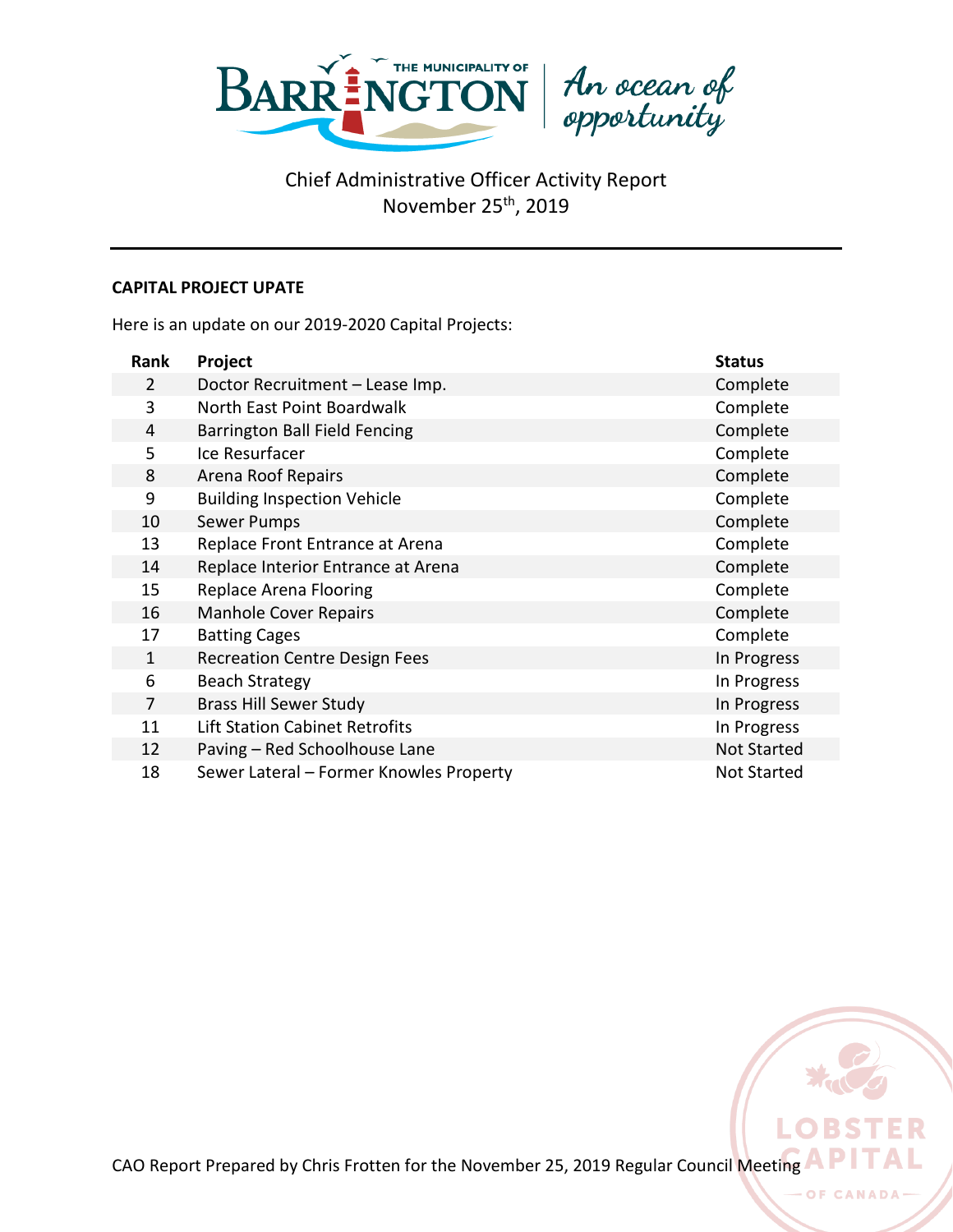Chief Administrative Officer Activity Report
November 25th, 2019

---

**CAPITAL PROJECT UPATE**

Here is an update on our 2019-2020 Capital Projects:

| Rank | Project | Status |
|---|---|---|
| 2 | Doctor Recruitment – Lease Imp. | Complete |
| 3 | North East Point Boardwalk | Complete |
| 4 | Barrington Ball Field Fencing | Complete |
| 5 | Ice Resurfacer | Complete |
| 8 | Arena Roof Repairs | Complete |
| 9 | Building Inspection Vehicle | Complete |
| 10 | Sewer Pumps | Complete |
| 13 | Replace Front Entrance at Arena | Complete |
| 14 | Replace Interior Entrance at Arena | Complete |
| 15 | Replace Arena Flooring | Complete |
| 16 | Manhole Cover Repairs | Complete |
| 17 | Batting Cages | Complete |
| 1 | Recreation Centre Design Fees | In Progress |
| 6 | Beach Strategy | In Progress |
| 7 | Brass Hill Sewer Study | In Progress |
| 11 | Lift Station Cabinet Retrofits | In Progress |
| 12 | Paving – Red Schoolhouse Lane | Not Started |
| 18 | Sewer Lateral – Former Knowles Property | Not Started |